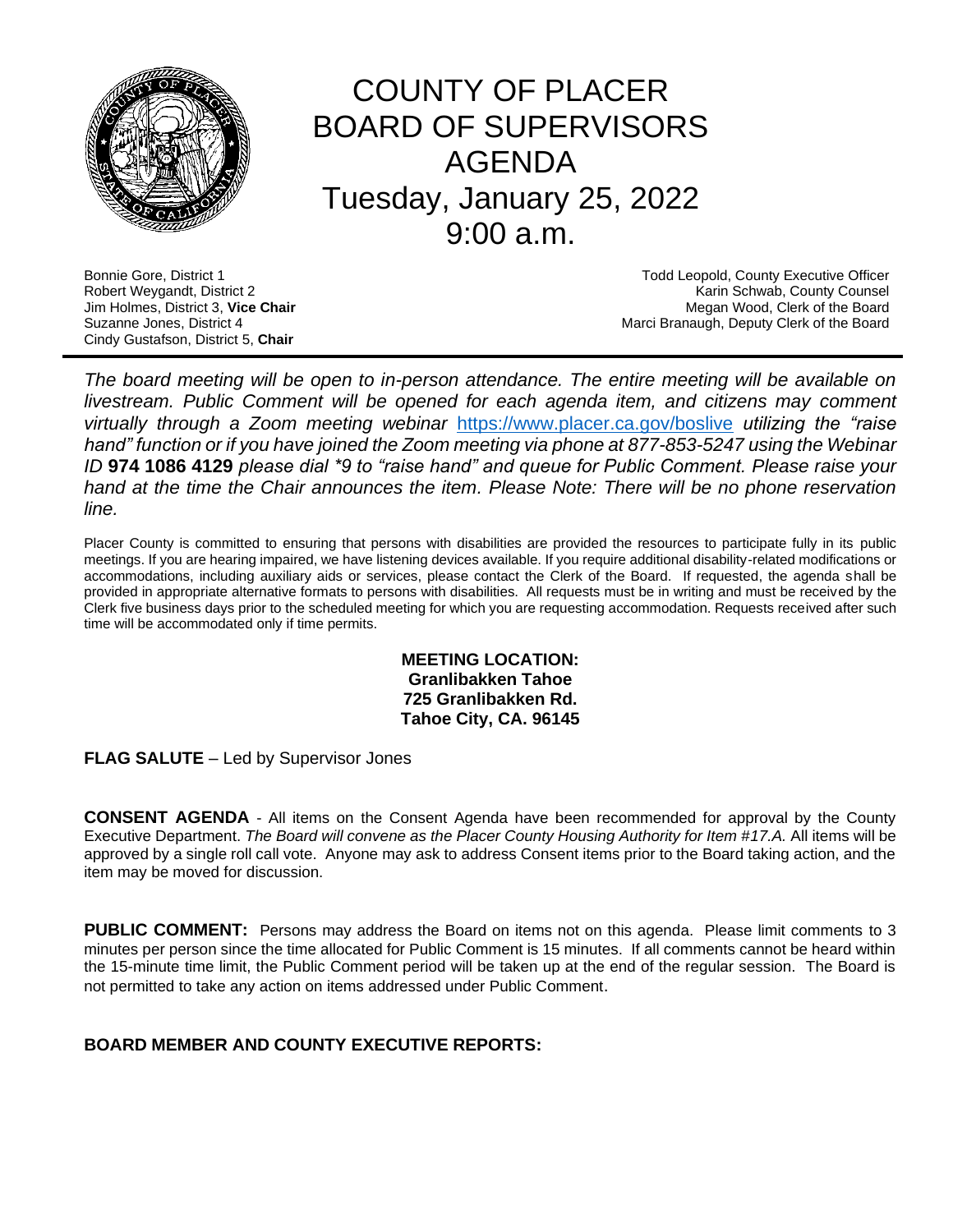# COUNTY OF PLACER
# BOARD OF SUPERVISORS
# AGENDA
## Tuesday, January 25, 2022
## 9:00 a.m.

Bonnie Gore, District 1
Robert Weygandt, District 2
Jim Holmes, District 3, **Vice Chair**
Suzanne Jones, District 4
Cindy Gustafson, District 5, **Chair**

Todd Leopold, County Executive Officer
Karin Schwab, County Counsel
Megan Wood, Clerk of the Board
Marci Branaugh, Deputy Clerk of the Board

---

*The board meeting will be open to in-person attendance. The entire meeting will be available on livestream. Public Comment will be opened for each agenda item, and citizens may comment virtually through a Zoom meeting webinar* https://www.placer.ca.gov/boslive *utilizing the "raise hand" function or if you have joined the Zoom meeting via phone at 877-853-5247 using the Webinar ID* **974 1086 4129** *please dial *9 to "raise hand" and queue for Public Comment. Please raise your hand at the time the Chair announces the item. Please Note: There will be no phone reservation line.*

Placer County is committed to ensuring that persons with disabilities are provided the resources to participate fully in its public meetings. If you are hearing impaired, we have listening devices available. If you require additional disability-related modifications or accommodations, including auxiliary aids or services, please contact the Clerk of the Board. If requested, the agenda shall be provided in appropriate alternative formats to persons with disabilities. All requests must be in writing and must be received by the Clerk five business days prior to the scheduled meeting for which you are requesting accommodation. Requests received after such time will be accommodated only if time permits.

**MEETING LOCATION:**
**Granlibakken Tahoe**
**725 Granlibakken Rd.**
**Tahoe City, CA. 96145**

**FLAG SALUTE** – Led by Supervisor Jones

**CONSENT AGENDA** - All items on the Consent Agenda have been recommended for approval by the County Executive Department. *The Board will convene as the Placer County Housing Authority for Item #17.A.* All items will be approved by a single roll call vote. Anyone may ask to address Consent items prior to the Board taking action, and the item may be moved for discussion.

**PUBLIC COMMENT:** Persons may address the Board on items not on this agenda. Please limit comments to 3 minutes per person since the time allocated for Public Comment is 15 minutes. If all comments cannot be heard within the 15-minute time limit, the Public Comment period will be taken up at the end of the regular session. The Board is not permitted to take any action on items addressed under Public Comment.

**BOARD MEMBER AND COUNTY EXECUTIVE REPORTS:**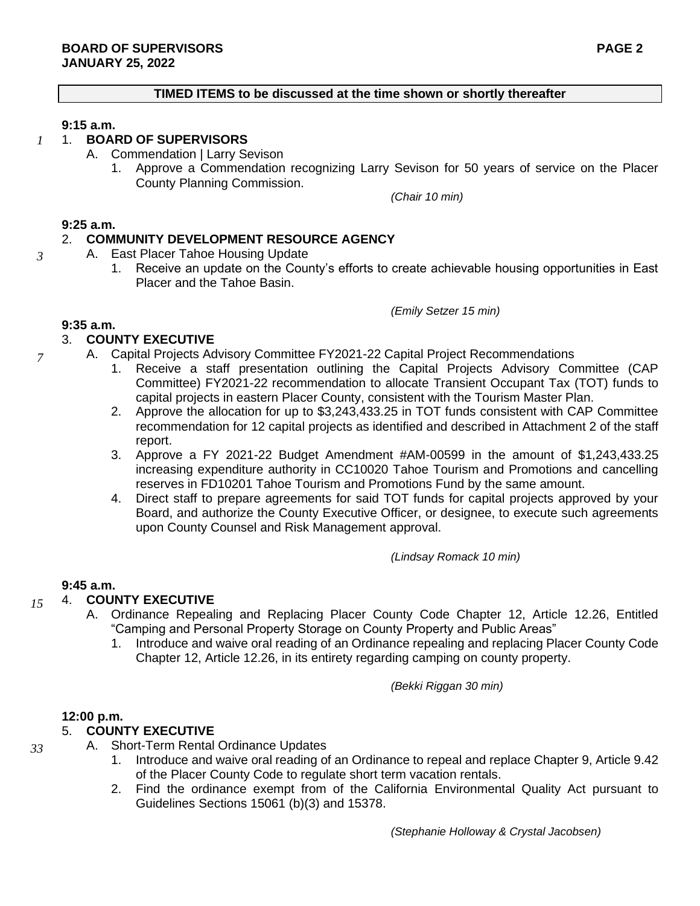**TIMED ITEMS to be discussed at the time shown or shortly thereafter**

**9:15 a.m.**

*1* 1. **BOARD OF SUPERVISORS**

A. Commendation | Larry Sevison

1. Approve a Commendation recognizing Larry Sevison for 50 years of service on the Placer County Planning Commission.

*(Chair 10 min)*

**9:25 a.m.**

2. **COMMUNITY DEVELOPMENT RESOURCE AGENCY**

*3* A. East Placer Tahoe Housing Update

1. Receive an update on the County's efforts to create achievable housing opportunities in East Placer and the Tahoe Basin.

*(Emily Setzer 15 min)*

**9:35 a.m.**

3. **COUNTY EXECUTIVE**

*7* A. Capital Projects Advisory Committee FY2021-22 Capital Project Recommendations

1. Receive a staff presentation outlining the Capital Projects Advisory Committee (CAP Committee) FY2021-22 recommendation to allocate Transient Occupant Tax (TOT) funds to capital projects in eastern Placer County, consistent with the Tourism Master Plan.
2. Approve the allocation for up to $3,243,433.25 in TOT funds consistent with CAP Committee recommendation for 12 capital projects as identified and described in Attachment 2 of the staff report.
3. Approve a FY 2021-22 Budget Amendment #AM-00599 in the amount of $1,243,433.25 increasing expenditure authority in CC10020 Tahoe Tourism and Promotions and cancelling reserves in FD10201 Tahoe Tourism and Promotions Fund by the same amount.
4. Direct staff to prepare agreements for said TOT funds for capital projects approved by your Board, and authorize the County Executive Officer, or designee, to execute such agreements upon County Counsel and Risk Management approval.

*(Lindsay Romack 10 min)*

**9:45 a.m.**

*15* 4. **COUNTY EXECUTIVE**

A. Ordinance Repealing and Replacing Placer County Code Chapter 12, Article 12.26, Entitled "Camping and Personal Property Storage on County Property and Public Areas"

1. Introduce and waive oral reading of an Ordinance repealing and replacing Placer County Code Chapter 12, Article 12.26, in its entirety regarding camping on county property.

*(Bekki Riggan 30 min)*

**12:00 p.m.**

5. **COUNTY EXECUTIVE**

*33* A. Short-Term Rental Ordinance Updates

1. Introduce and waive oral reading of an Ordinance to repeal and replace Chapter 9, Article 9.42 of the Placer County Code to regulate short term vacation rentals.
2. Find the ordinance exempt from of the California Environmental Quality Act pursuant to Guidelines Sections 15061 (b)(3) and 15378.

*(Stephanie Holloway & Crystal Jacobsen)*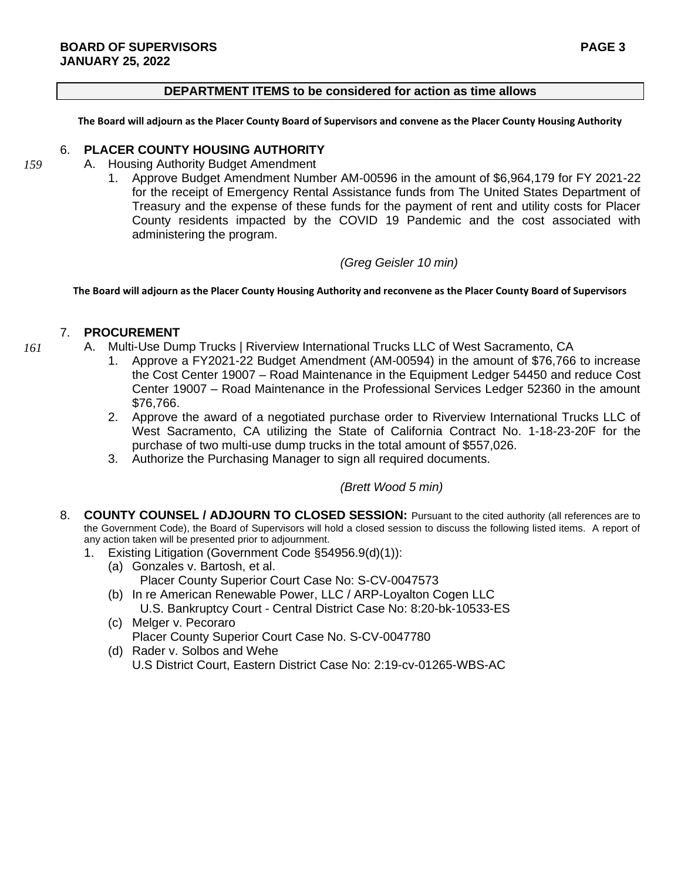## DEPARTMENT ITEMS to be considered for action as time allows

**The Board will adjourn as the Placer County Board of Supervisors and convene as the Placer County Housing Authority**

6. **PLACER COUNTY HOUSING AUTHORITY**

*159* A. Housing Authority Budget Amendment

1. Approve Budget Amendment Number AM-00596 in the amount of $6,964,179 for FY 2021-22 for the receipt of Emergency Rental Assistance funds from The United States Department of Treasury and the expense of these funds for the payment of rent and utility costs for Placer County residents impacted by the COVID 19 Pandemic and the cost associated with administering the program.

*(Greg Geisler 10 min)*

**The Board will adjourn as the Placer County Housing Authority and reconvene as the Placer County Board of Supervisors**

7. **PROCUREMENT**

*161* A. Multi-Use Dump Trucks | Riverview International Trucks LLC of West Sacramento, CA

1. Approve a FY2021-22 Budget Amendment (AM-00594) in the amount of $76,766 to increase the Cost Center 19007 – Road Maintenance in the Equipment Ledger 54450 and reduce Cost Center 19007 – Road Maintenance in the Professional Services Ledger 52360 in the amount $76,766.
2. Approve the award of a negotiated purchase order to Riverview International Trucks LLC of West Sacramento, CA utilizing the State of California Contract No. 1-18-23-20F for the purchase of two multi-use dump trucks in the total amount of $557,026.
3. Authorize the Purchasing Manager to sign all required documents.

*(Brett Wood 5 min)*

8. **COUNTY COUNSEL / ADJOURN TO CLOSED SESSION:** Pursuant to the cited authority (all references are to the Government Code), the Board of Supervisors will hold a closed session to discuss the following listed items. A report of any action taken will be presented prior to adjournment.

1. Existing Litigation (Government Code §54956.9(d)(1)):
   - (a) Gonzales v. Bartosh, et al.
     Placer County Superior Court Case No: S-CV-0047573
   - (b) In re American Renewable Power, LLC / ARP-Loyalton Cogen LLC
     U.S. Bankruptcy Court - Central District Case No: 8:20-bk-10533-ES
   - (c) Melger v. Pecoraro
     Placer County Superior Court Case No. S-CV-0047780
   - (d) Rader v. Solbos and Wehe
     U.S District Court, Eastern District Case No: 2:19-cv-01265-WBS-AC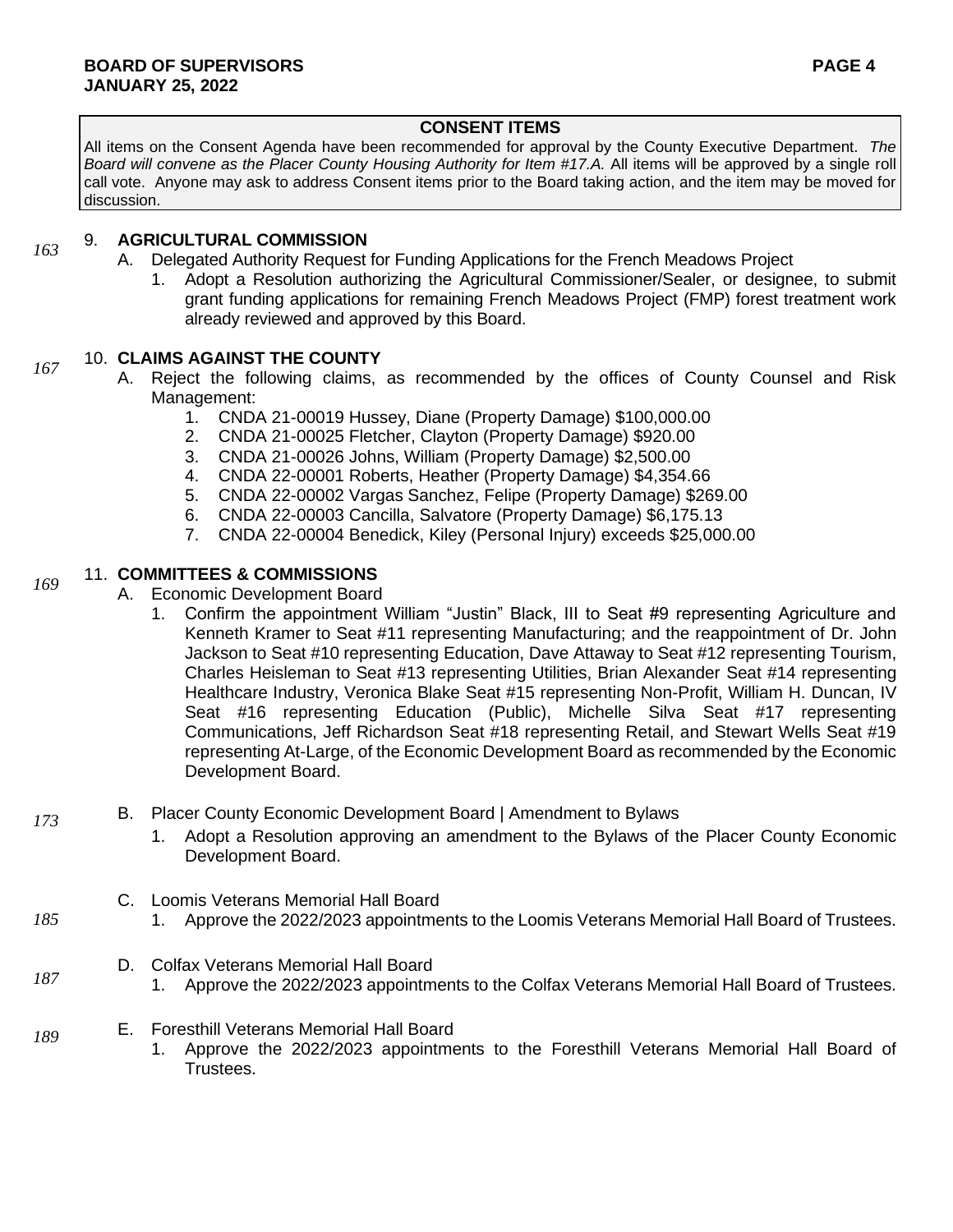## CONSENT ITEMS

All items on the Consent Agenda have been recommended for approval by the County Executive Department. *The Board will convene as the Placer County Housing Authority for Item #17.A.* All items will be approved by a single roll call vote. Anyone may ask to address Consent items prior to the Board taking action, and the item may be moved for discussion.

*163* 9. **AGRICULTURAL COMMISSION**

A. Delegated Authority Request for Funding Applications for the French Meadows Project

1. Adopt a Resolution authorizing the Agricultural Commissioner/Sealer, or designee, to submit grant funding applications for remaining French Meadows Project (FMP) forest treatment work already reviewed and approved by this Board.

*167* 10. **CLAIMS AGAINST THE COUNTY**

A. Reject the following claims, as recommended by the offices of County Counsel and Risk Management:

1. CNDA 21-00019 Hussey, Diane (Property Damage) $100,000.00
2. CNDA 21-00025 Fletcher, Clayton (Property Damage) $920.00
3. CNDA 21-00026 Johns, William (Property Damage) $2,500.00
4. CNDA 22-00001 Roberts, Heather (Property Damage) $4,354.66
5. CNDA 22-00002 Vargas Sanchez, Felipe (Property Damage) $269.00
6. CNDA 22-00003 Cancilla, Salvatore (Property Damage) $6,175.13
7. CNDA 22-00004 Benedick, Kiley (Personal Injury) exceeds $25,000.00

*169* 11. **COMMITTEES & COMMISSIONS**

A. Economic Development Board

1. Confirm the appointment William "Justin" Black, III to Seat #9 representing Agriculture and Kenneth Kramer to Seat #11 representing Manufacturing; and the reappointment of Dr. John Jackson to Seat #10 representing Education, Dave Attaway to Seat #12 representing Tourism, Charles Heisleman to Seat #13 representing Utilities, Brian Alexander Seat #14 representing Healthcare Industry, Veronica Blake Seat #15 representing Non-Profit, William H. Duncan, IV Seat #16 representing Education (Public), Michelle Silva Seat #17 representing Communications, Jeff Richardson Seat #18 representing Retail, and Stewart Wells Seat #19 representing At-Large, of the Economic Development Board as recommended by the Economic Development Board.

*173* B. Placer County Economic Development Board | Amendment to Bylaws

1. Adopt a Resolution approving an amendment to the Bylaws of the Placer County Economic Development Board.

*185* C. Loomis Veterans Memorial Hall Board

1. Approve the 2022/2023 appointments to the Loomis Veterans Memorial Hall Board of Trustees.

*187* D. Colfax Veterans Memorial Hall Board

1. Approve the 2022/2023 appointments to the Colfax Veterans Memorial Hall Board of Trustees.

*189* E. Foresthill Veterans Memorial Hall Board

1. Approve the 2022/2023 appointments to the Foresthill Veterans Memorial Hall Board of Trustees.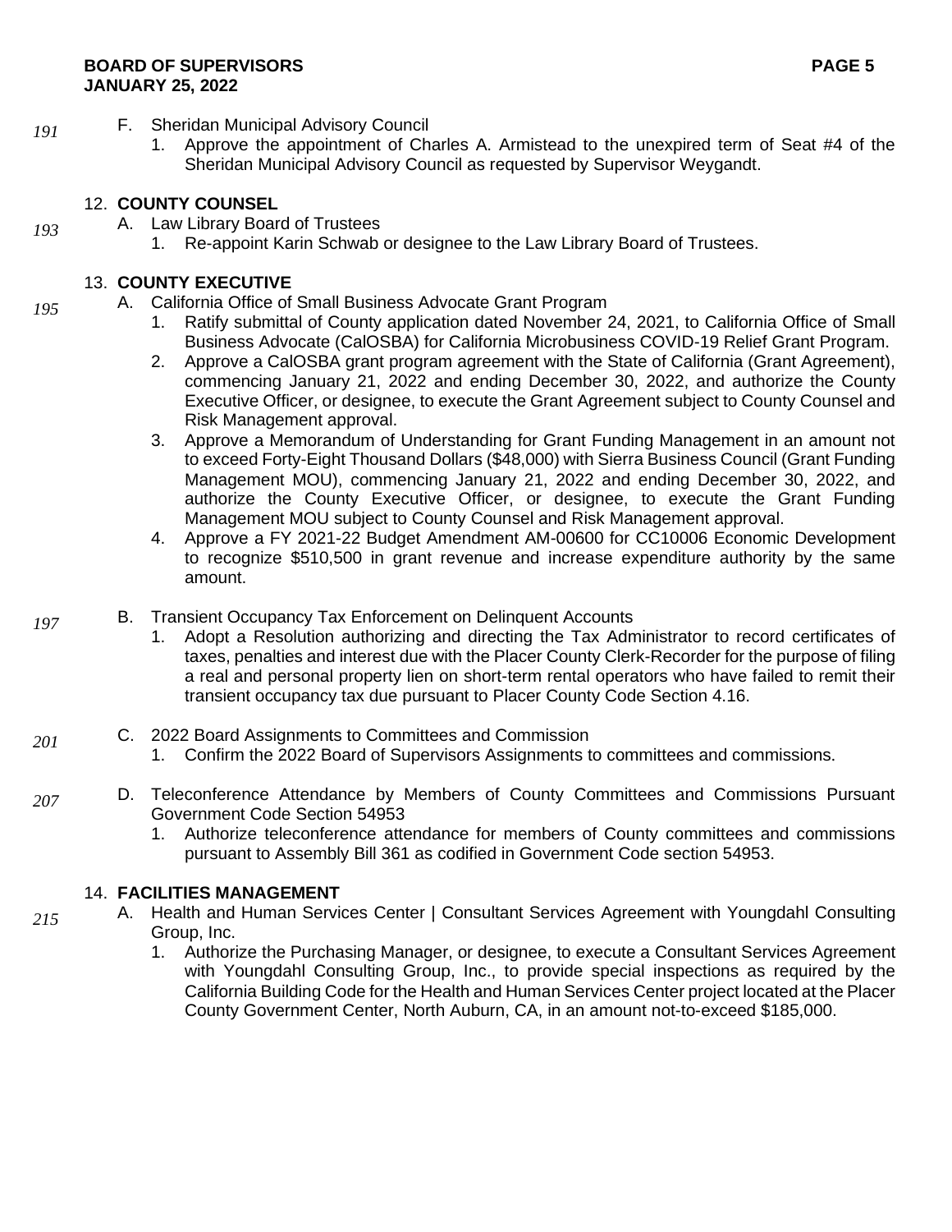*191*

F. Sheridan Municipal Advisory Council

1. Approve the appointment of Charles A. Armistead to the unexpired term of Seat #4 of the Sheridan Municipal Advisory Council as requested by Supervisor Weygandt.

12. **COUNTY COUNSEL**

*193*

A. Law Library Board of Trustees

1. Re-appoint Karin Schwab or designee to the Law Library Board of Trustees.

13. **COUNTY EXECUTIVE**

*195*

A. California Office of Small Business Advocate Grant Program

1. Ratify submittal of County application dated November 24, 2021, to California Office of Small Business Advocate (CalOSBA) for California Microbusiness COVID-19 Relief Grant Program.
2. Approve a CalOSBA grant program agreement with the State of California (Grant Agreement), commencing January 21, 2022 and ending December 30, 2022, and authorize the County Executive Officer, or designee, to execute the Grant Agreement subject to County Counsel and Risk Management approval.
3. Approve a Memorandum of Understanding for Grant Funding Management in an amount not to exceed Forty-Eight Thousand Dollars ($48,000) with Sierra Business Council (Grant Funding Management MOU), commencing January 21, 2022 and ending December 30, 2022, and authorize the County Executive Officer, or designee, to execute the Grant Funding Management MOU subject to County Counsel and Risk Management approval.
4. Approve a FY 2021-22 Budget Amendment AM-00600 for CC10006 Economic Development to recognize $510,500 in grant revenue and increase expenditure authority by the same amount.

*197*

B. Transient Occupancy Tax Enforcement on Delinquent Accounts

1. Adopt a Resolution authorizing and directing the Tax Administrator to record certificates of taxes, penalties and interest due with the Placer County Clerk-Recorder for the purpose of filing a real and personal property lien on short-term rental operators who have failed to remit their transient occupancy tax due pursuant to Placer County Code Section 4.16.

*201*

C. 2022 Board Assignments to Committees and Commission

1. Confirm the 2022 Board of Supervisors Assignments to committees and commissions.

*207*

D. Teleconference Attendance by Members of County Committees and Commissions Pursuant Government Code Section 54953

1. Authorize teleconference attendance for members of County committees and commissions pursuant to Assembly Bill 361 as codified in Government Code section 54953.

14. **FACILITIES MANAGEMENT**

*215*

A. Health and Human Services Center | Consultant Services Agreement with Youngdahl Consulting Group, Inc.

1. Authorize the Purchasing Manager, or designee, to execute a Consultant Services Agreement with Youngdahl Consulting Group, Inc., to provide special inspections as required by the California Building Code for the Health and Human Services Center project located at the Placer County Government Center, North Auburn, CA, in an amount not-to-exceed $185,000.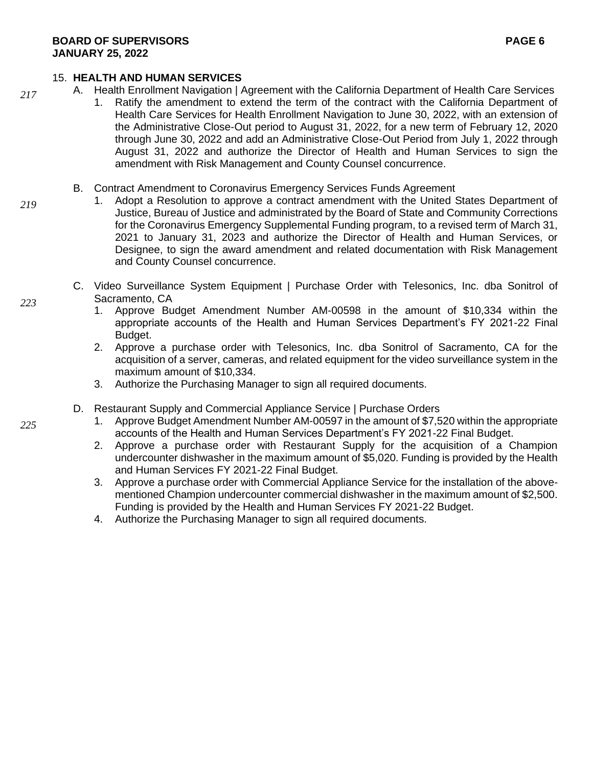15. **HEALTH AND HUMAN SERVICES**

217

A. Health Enrollment Navigation | Agreement with the California Department of Health Care Services

1. Ratify the amendment to extend the term of the contract with the California Department of Health Care Services for Health Enrollment Navigation to June 30, 2022, with an extension of the Administrative Close-Out period to August 31, 2022, for a new term of February 12, 2020 through June 30, 2022 and add an Administrative Close-Out Period from July 1, 2022 through August 31, 2022 and authorize the Director of Health and Human Services to sign the amendment with Risk Management and County Counsel concurrence.

219

B. Contract Amendment to Coronavirus Emergency Services Funds Agreement

1. Adopt a Resolution to approve a contract amendment with the United States Department of Justice, Bureau of Justice and administrated by the Board of State and Community Corrections for the Coronavirus Emergency Supplemental Funding program, to a revised term of March 31, 2021 to January 31, 2023 and authorize the Director of Health and Human Services, or Designee, to sign the award amendment and related documentation with Risk Management and County Counsel concurrence.

223

C. Video Surveillance System Equipment | Purchase Order with Telesonics, Inc. dba Sonitrol of Sacramento, CA

1. Approve Budget Amendment Number AM-00598 in the amount of $10,334 within the appropriate accounts of the Health and Human Services Department's FY 2021-22 Final Budget.
2. Approve a purchase order with Telesonics, Inc. dba Sonitrol of Sacramento, CA for the acquisition of a server, cameras, and related equipment for the video surveillance system in the maximum amount of $10,334.
3. Authorize the Purchasing Manager to sign all required documents.

225

D. Restaurant Supply and Commercial Appliance Service | Purchase Orders

1. Approve Budget Amendment Number AM-00597 in the amount of $7,520 within the appropriate accounts of the Health and Human Services Department's FY 2021-22 Final Budget.
2. Approve a purchase order with Restaurant Supply for the acquisition of a Champion undercounter dishwasher in the maximum amount of $5,020. Funding is provided by the Health and Human Services FY 2021-22 Final Budget.
3. Approve a purchase order with Commercial Appliance Service for the installation of the above-mentioned Champion undercounter commercial dishwasher in the maximum amount of $2,500. Funding is provided by the Health and Human Services FY 2021-22 Budget.
4. Authorize the Purchasing Manager to sign all required documents.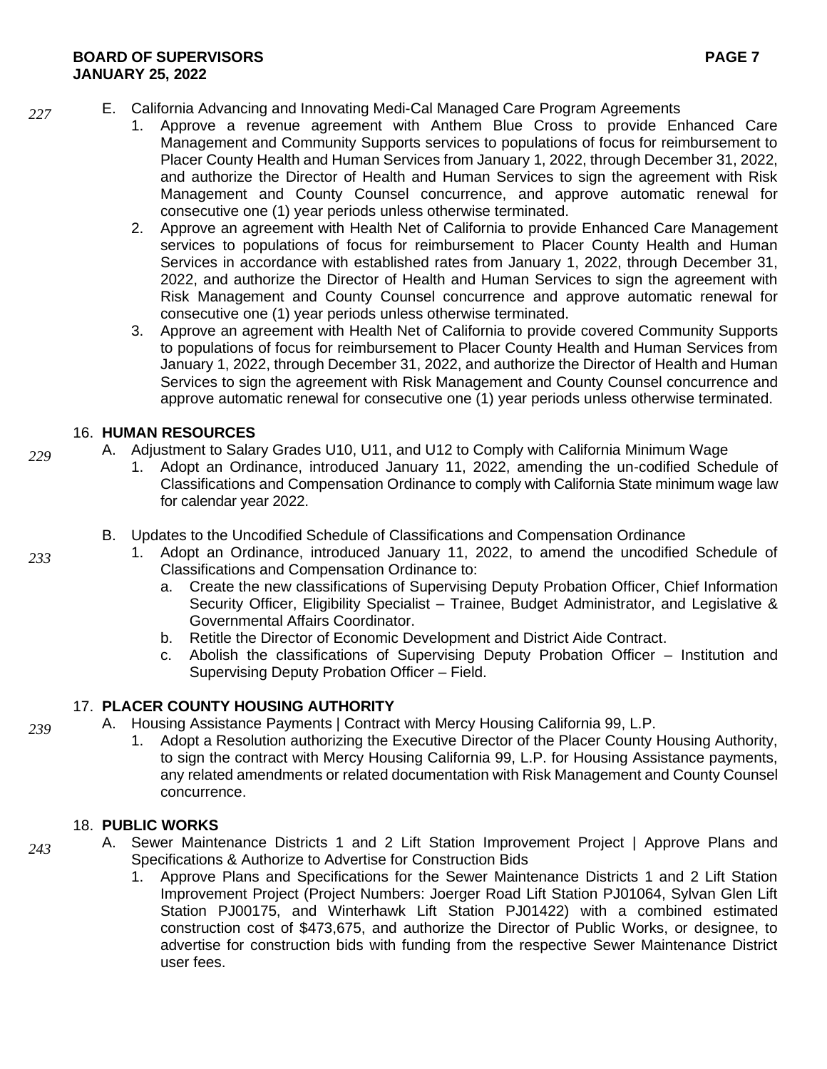227

E. California Advancing and Innovating Medi-Cal Managed Care Program Agreements
   1. Approve a revenue agreement with Anthem Blue Cross to provide Enhanced Care Management and Community Supports services to populations of focus for reimbursement to Placer County Health and Human Services from January 1, 2022, through December 31, 2022, and authorize the Director of Health and Human Services to sign the agreement with Risk Management and County Counsel concurrence, and approve automatic renewal for consecutive one (1) year periods unless otherwise terminated.
   2. Approve an agreement with Health Net of California to provide Enhanced Care Management services to populations of focus for reimbursement to Placer County Health and Human Services in accordance with established rates from January 1, 2022, through December 31, 2022, and authorize the Director of Health and Human Services to sign the agreement with Risk Management and County Counsel concurrence and approve automatic renewal for consecutive one (1) year periods unless otherwise terminated.
   3. Approve an agreement with Health Net of California to provide covered Community Supports to populations of focus for reimbursement to Placer County Health and Human Services from January 1, 2022, through December 31, 2022, and authorize the Director of Health and Human Services to sign the agreement with Risk Management and County Counsel concurrence and approve automatic renewal for consecutive one (1) year periods unless otherwise terminated.

16. **HUMAN RESOURCES**

229

A. Adjustment to Salary Grades U10, U11, and U12 to Comply with California Minimum Wage
   1. Adopt an Ordinance, introduced January 11, 2022, amending the un-codified Schedule of Classifications and Compensation Ordinance to comply with California State minimum wage law for calendar year 2022.

233

B. Updates to the Uncodified Schedule of Classifications and Compensation Ordinance
   1. Adopt an Ordinance, introduced January 11, 2022, to amend the uncodified Schedule of Classifications and Compensation Ordinance to:
      a. Create the new classifications of Supervising Deputy Probation Officer, Chief Information Security Officer, Eligibility Specialist – Trainee, Budget Administrator, and Legislative & Governmental Affairs Coordinator.
      b. Retitle the Director of Economic Development and District Aide Contract.
      c. Abolish the classifications of Supervising Deputy Probation Officer – Institution and Supervising Deputy Probation Officer – Field.

17. **PLACER COUNTY HOUSING AUTHORITY**

239

A. Housing Assistance Payments | Contract with Mercy Housing California 99, L.P.
   1. Adopt a Resolution authorizing the Executive Director of the Placer County Housing Authority, to sign the contract with Mercy Housing California 99, L.P. for Housing Assistance payments, any related amendments or related documentation with Risk Management and County Counsel concurrence.

18. **PUBLIC WORKS**

243

A. Sewer Maintenance Districts 1 and 2 Lift Station Improvement Project | Approve Plans and Specifications & Authorize to Advertise for Construction Bids
   1. Approve Plans and Specifications for the Sewer Maintenance Districts 1 and 2 Lift Station Improvement Project (Project Numbers: Joerger Road Lift Station PJ01064, Sylvan Glen Lift Station PJ00175, and Winterhawk Lift Station PJ01422) with a combined estimated construction cost of $473,675, and authorize the Director of Public Works, or designee, to advertise for construction bids with funding from the respective Sewer Maintenance District user fees.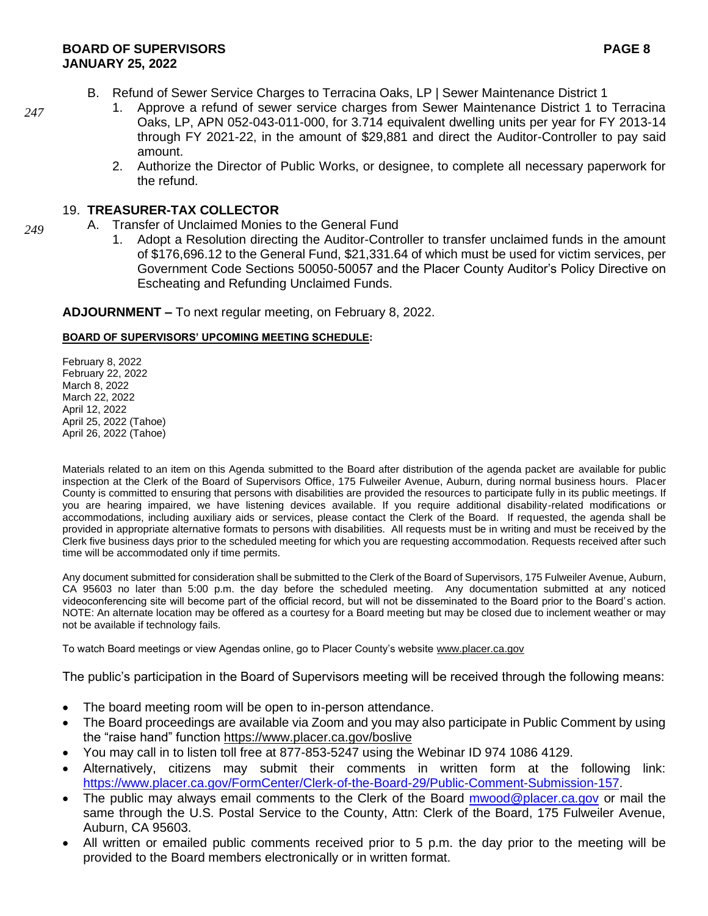B. Refund of Sewer Service Charges to Terracina Oaks, LP | Sewer Maintenance District 1

*247*

1. Approve a refund of sewer service charges from Sewer Maintenance District 1 to Terracina Oaks, LP, APN 052-043-011-000, for 3.714 equivalent dwelling units per year for FY 2013-14 through FY 2021-22, in the amount of $29,881 and direct the Auditor-Controller to pay said amount.
2. Authorize the Director of Public Works, or designee, to complete all necessary paperwork for the refund.

19. **TREASURER-TAX COLLECTOR**

*249*

A. Transfer of Unclaimed Monies to the General Fund

1. Adopt a Resolution directing the Auditor-Controller to transfer unclaimed funds in the amount of $176,696.12 to the General Fund, $21,331.64 of which must be used for victim services, per Government Code Sections 50050-50057 and the Placer County Auditor's Policy Directive on Escheating and Refunding Unclaimed Funds.

**ADJOURNMENT –** To next regular meeting, on February 8, 2022.

**BOARD OF SUPERVISORS' UPCOMING MEETING SCHEDULE:**

February 8, 2022
February 22, 2022
March 8, 2022
March 22, 2022
April 12, 2022
April 25, 2022 (Tahoe)
April 26, 2022 (Tahoe)

Materials related to an item on this Agenda submitted to the Board after distribution of the agenda packet are available for public inspection at the Clerk of the Board of Supervisors Office, 175 Fulweiler Avenue, Auburn, during normal business hours. Placer County is committed to ensuring that persons with disabilities are provided the resources to participate fully in its public meetings. If you are hearing impaired, we have listening devices available. If you require additional disability-related modifications or accommodations, including auxiliary aids or services, please contact the Clerk of the Board. If requested, the agenda shall be provided in appropriate alternative formats to persons with disabilities. All requests must be in writing and must be received by the Clerk five business days prior to the scheduled meeting for which you are requesting accommodation. Requests received after such time will be accommodated only if time permits.

Any document submitted for consideration shall be submitted to the Clerk of the Board of Supervisors, 175 Fulweiler Avenue, Auburn, CA 95603 no later than 5:00 p.m. the day before the scheduled meeting. Any documentation submitted at any noticed videoconferencing site will become part of the official record, but will not be disseminated to the Board prior to the Board's action. NOTE: An alternate location may be offered as a courtesy for a Board meeting but may be closed due to inclement weather or may not be available if technology fails.

To watch Board meetings or view Agendas online, go to Placer County's website www.placer.ca.gov

The public's participation in the Board of Supervisors meeting will be received through the following means:

- The board meeting room will be open to in-person attendance.
- The Board proceedings are available via Zoom and you may also participate in Public Comment by using the "raise hand" function https://www.placer.ca.gov/boslive
- You may call in to listen toll free at 877-853-5247 using the Webinar ID 974 1086 4129.
- Alternatively, citizens may submit their comments in written form at the following link: https://www.placer.ca.gov/FormCenter/Clerk-of-the-Board-29/Public-Comment-Submission-157.
- The public may always email comments to the Clerk of the Board mwood@placer.ca.gov or mail the same through the U.S. Postal Service to the County, Attn: Clerk of the Board, 175 Fulweiler Avenue, Auburn, CA 95603.
- All written or emailed public comments received prior to 5 p.m. the day prior to the meeting will be provided to the Board members electronically or in written format.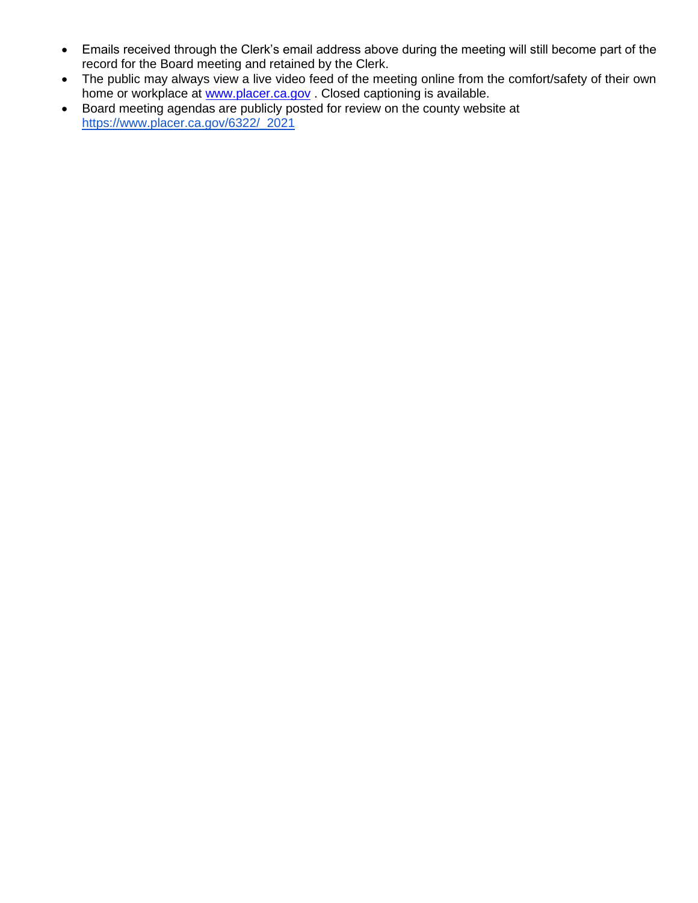- Emails received through the Clerk's email address above during the meeting will still become part of the record for the Board meeting and retained by the Clerk.
- The public may always view a live video feed of the meeting online from the comfort/safety of their own home or workplace at www.placer.ca.gov . Closed captioning is available.
- Board meeting agendas are publicly posted for review on the county website at https://www.placer.ca.gov/6322/_2021